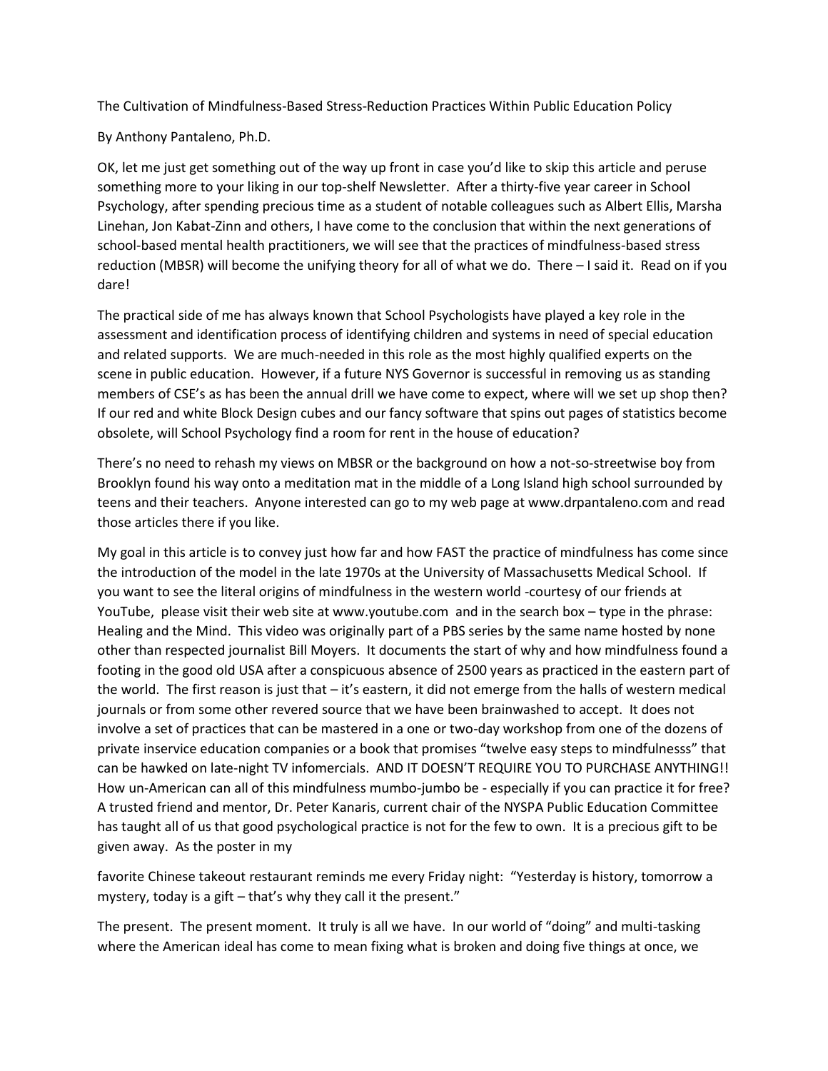# The Cultivation of Mindfulness-Based Stress-Reduction Practices Within Public Education Policy

By Anthony Pantaleno, Ph.D.

OK, let me just get something out of the way up front in case you'd like to skip this article and peruse something more to your liking in our top-shelf Newsletter. After a thirty-five year career in School Psychology, after spending precious time as a student of notable colleagues such as Albert Ellis, Marsha Linehan, Jon Kabat-Zinn and others, I have come to the conclusion that within the next generations of school-based mental health practitioners, we will see that the practices of mindfulness-based stress reduction (MBSR) will become the unifying theory for all of what we do. There – I said it. Read on if you dare!

The practical side of me has always known that School Psychologists have played a key role in the assessment and identification process of identifying children and systems in need of special education and related supports. We are much-needed in this role as the most highly qualified experts on the scene in public education. However, if a future NYS Governor is successful in removing us as standing members of CSE's as has been the annual drill we have come to expect, where will we set up shop then? If our red and white Block Design cubes and our fancy software that spins out pages of statistics become obsolete, will School Psychology find a room for rent in the house of education?

There's no need to rehash my views on MBSR or the background on how a not-so-streetwise boy from Brooklyn found his way onto a meditation mat in the middle of a Long Island high school surrounded by teens and their teachers. Anyone interested can go to my web page at www.drpantaleno.com and read those articles there if you like.

My goal in this article is to convey just how far and how FAST the practice of mindfulness has come since the introduction of the model in the late 1970s at the University of Massachusetts Medical School. If you want to see the literal origins of mindfulness in the western world -courtesy of our friends at YouTube, please visit their web site at www.youtube.com and in the search box – type in the phrase: Healing and the Mind. This video was originally part of a PBS series by the same name hosted by none other than respected journalist Bill Moyers. It documents the start of why and how mindfulness found a footing in the good old USA after a conspicuous absence of 2500 years as practiced in the eastern part of the world. The first reason is just that – it's eastern, it did not emerge from the halls of western medical journals or from some other revered source that we have been brainwashed to accept. It does not involve a set of practices that can be mastered in a one or two-day workshop from one of the dozens of private inservice education companies or a book that promises "twelve easy steps to mindfulnesss" that can be hawked on late-night TV infomercials. AND IT DOESN'T REQUIRE YOU TO PURCHASE ANYTHING!! How un-American can all of this mindfulness mumbo-jumbo be - especially if you can practice it for free? A trusted friend and mentor, Dr. Peter Kanaris, current chair of the NYSPA Public Education Committee has taught all of us that good psychological practice is not for the few to own. It is a precious gift to be given away. As the poster in my favorite Chinese takeout restaurant reminds me every Friday night: "Yesterday is history, tomorrow a mystery, today is a gift – that's why they call it the present."

The present. The present moment. It truly is all we have. In our world of "doing" and multi-tasking where the American ideal has come to mean fixing what is broken and doing five things at once, we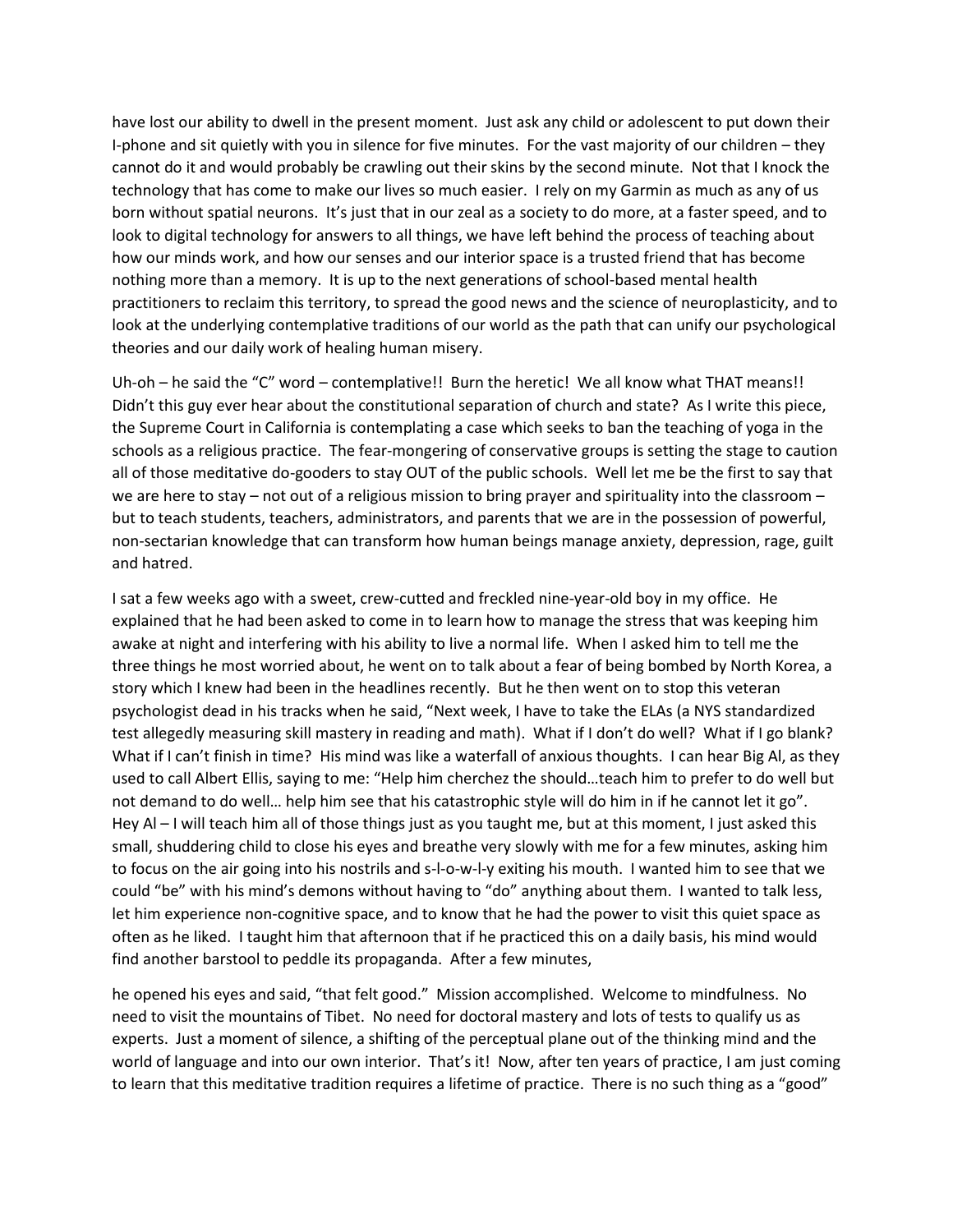have lost our ability to dwell in the present moment. Just ask any child or adolescent to put down their I-phone and sit quietly with you in silence for five minutes. For the vast majority of our children – they cannot do it and would probably be crawling out their skins by the second minute. Not that I knock the technology that has come to make our lives so much easier. I rely on my Garmin as much as any of us born without spatial neurons. It's just that in our zeal as a society to do more, at a faster speed, and to look to digital technology for answers to all things, we have left behind the process of teaching about how our minds work, and how our senses and our interior space is a trusted friend that has become nothing more than a memory. It is up to the next generations of school-based mental health practitioners to reclaim this territory, to spread the good news and the science of neuroplasticity, and to look at the underlying contemplative traditions of our world as the path that can unify our psychological theories and our daily work of healing human misery.

Uh-oh – he said the "C" word – contemplative!! Burn the heretic! We all know what THAT means!! Didn't this guy ever hear about the constitutional separation of church and state? As I write this piece, the Supreme Court in California is contemplating a case which seeks to ban the teaching of yoga in the schools as a religious practice. The fear-mongering of conservative groups is setting the stage to caution all of those meditative do-gooders to stay OUT of the public schools. Well let me be the first to say that we are here to stay – not out of a religious mission to bring prayer and spirituality into the classroom – but to teach students, teachers, administrators, and parents that we are in the possession of powerful, non-sectarian knowledge that can transform how human beings manage anxiety, depression, rage, guilt and hatred.

I sat a few weeks ago with a sweet, crew-cutted and freckled nine-year-old boy in my office. He explained that he had been asked to come in to learn how to manage the stress that was keeping him awake at night and interfering with his ability to live a normal life. When I asked him to tell me the three things he most worried about, he went on to talk about a fear of being bombed by North Korea, a story which I knew had been in the headlines recently. But he then went on to stop this veteran psychologist dead in his tracks when he said, "Next week, I have to take the ELAs (a NYS standardized test allegedly measuring skill mastery in reading and math). What if I don't do well? What if I go blank? What if I can't finish in time? His mind was like a waterfall of anxious thoughts. I can hear Big Al, as they used to call Albert Ellis, saying to me: "Help him cherchez the should…teach him to prefer to do well but not demand to do well… help him see that his catastrophic style will do him in if he cannot let it go". Hey Al – I will teach him all of those things just as you taught me, but at this moment, I just asked this small, shuddering child to close his eyes and breathe very slowly with me for a few minutes, asking him to focus on the air going into his nostrils and s-l-o-w-l-y exiting his mouth. I wanted him to see that we could "be" with his mind's demons without having to "do" anything about them. I wanted to talk less, let him experience non-cognitive space, and to know that he had the power to visit this quiet space as often as he liked. I taught him that afternoon that if he practiced this on a daily basis, his mind would find another barstool to peddle its propaganda. After a few minutes, he opened his eyes and said, "that felt good." Mission accomplished. Welcome to mindfulness. No need to visit the mountains of Tibet. No need for doctoral mastery and lots of tests to qualify us as experts. Just a moment of silence, a shifting of the perceptual plane out of the thinking mind and the world of language and into our own interior. That's it! Now, after ten years of practice, I am just coming to learn that this meditative tradition requires a lifetime of practice. There is no such thing as a "good"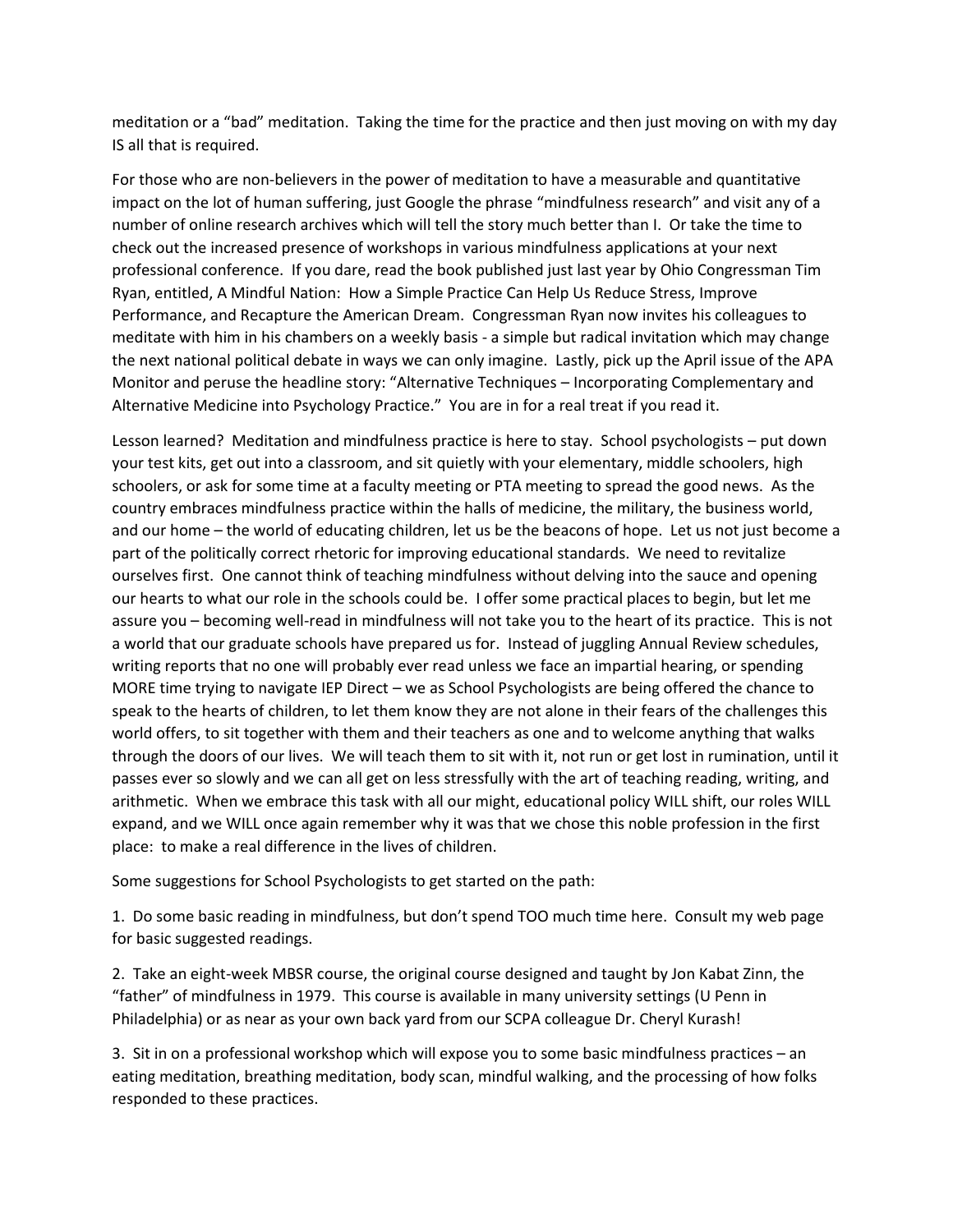meditation or a "bad" meditation. Taking the time for the practice and then just moving on with my day IS all that is required.

For those who are non-believers in the power of meditation to have a measurable and quantitative impact on the lot of human suffering, just Google the phrase "mindfulness research" and visit any of a number of online research archives which will tell the story much better than I. Or take the time to check out the increased presence of workshops in various mindfulness applications at your next professional conference. If you dare, read the book published just last year by Ohio Congressman Tim Ryan, entitled, A Mindful Nation: How a Simple Practice Can Help Us Reduce Stress, Improve Performance, and Recapture the American Dream. Congressman Ryan now invites his colleagues to meditate with him in his chambers on a weekly basis - a simple but radical invitation which may change the next national political debate in ways we can only imagine. Lastly, pick up the April issue of the APA Monitor and peruse the headline story: "Alternative Techniques – Incorporating Complementary and Alternative Medicine into Psychology Practice." You are in for a real treat if you read it.

Lesson learned? Meditation and mindfulness practice is here to stay. School psychologists – put down your test kits, get out into a classroom, and sit quietly with your elementary, middle schoolers, high schoolers, or ask for some time at a faculty meeting or PTA meeting to spread the good news. As the country embraces mindfulness practice within the halls of medicine, the military, the business world, and our home – the world of educating children, let us be the beacons of hope. Let us not just become a part of the politically correct rhetoric for improving educational standards. We need to revitalize ourselves first. One cannot think of teaching mindfulness without delving into the sauce and opening our hearts to what our role in the schools could be. I offer some practical places to begin, but let me assure you – becoming well-read in mindfulness will not take you to the heart of its practice. This is not a world that our graduate schools have prepared us for. Instead of juggling Annual Review schedules, writing reports that no one will probably ever read unless we face an impartial hearing, or spending MORE time trying to navigate IEP Direct – we as School Psychologists are being offered the chance to speak to the hearts of children, to let them know they are not alone in their fears of the challenges this world offers, to sit together with them and their teachers as one and to welcome anything that walks through the doors of our lives. We will teach them to sit with it, not run or get lost in rumination, until it passes ever so slowly and we can all get on less stressfully with the art of teaching reading, writing, and arithmetic. When we embrace this task with all our might, educational policy WILL shift, our roles WILL expand, and we WILL once again remember why it was that we chose this noble profession in the first place: to make a real difference in the lives of children.

Some suggestions for School Psychologists to get started on the path:

1. Do some basic reading in mindfulness, but don't spend TOO much time here. Consult my web page for basic suggested readings.

2. Take an eight-week MBSR course, the original course designed and taught by Jon Kabat Zinn, the "father" of mindfulness in 1979. This course is available in many university settings (U Penn in Philadelphia) or as near as your own back yard from our SCPA colleague Dr. Cheryl Kurash!

3. Sit in on a professional workshop which will expose you to some basic mindfulness practices – an eating meditation, breathing meditation, body scan, mindful walking, and the processing of how folks responded to these practices.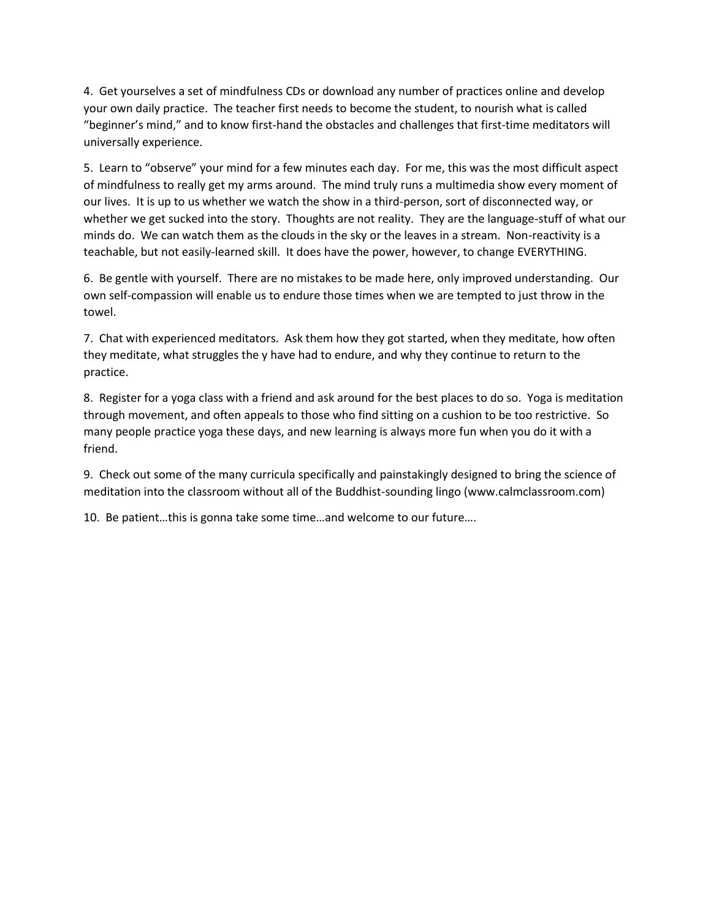4. Get yourselves a set of mindfulness CDs or download any number of practices online and develop your own daily practice. The teacher first needs to become the student, to nourish what is called "beginner's mind," and to know first-hand the obstacles and challenges that first-time meditators will universally experience.

5. Learn to "observe" your mind for a few minutes each day. For me, this was the most difficult aspect of mindfulness to really get my arms around. The mind truly runs a multimedia show every moment of our lives. It is up to us whether we watch the show in a third-person, sort of disconnected way, or whether we get sucked into the story. Thoughts are not reality. They are the language-stuff of what our minds do. We can watch them as the clouds in the sky or the leaves in a stream. Non-reactivity is a teachable, but not easily-learned skill. It does have the power, however, to change EVERYTHING.

6. Be gentle with yourself. There are no mistakes to be made here, only improved understanding. Our own self-compassion will enable us to endure those times when we are tempted to just throw in the towel.

7. Chat with experienced meditators. Ask them how they got started, when they meditate, how often they meditate, what struggles the y have had to endure, and why they continue to return to the practice.

8. Register for a yoga class with a friend and ask around for the best places to do so. Yoga is meditation through movement, and often appeals to those who find sitting on a cushion to be too restrictive. So many people practice yoga these days, and new learning is always more fun when you do it with a friend.

9. Check out some of the many curricula specifically and painstakingly designed to bring the science of meditation into the classroom without all of the Buddhist-sounding lingo (www.calmclassroom.com)

10. Be patient…this is gonna take some time…and welcome to our future….